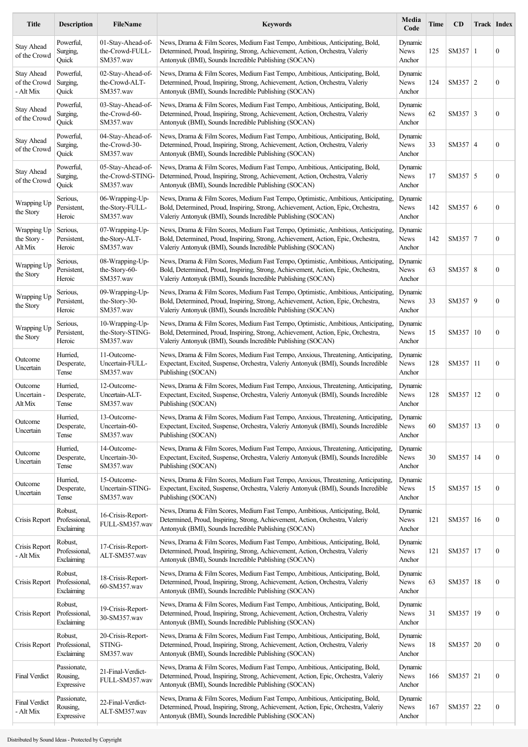| Title | Description | FileName | Keywords | Media Code | Time | CD | Track | Index |
|---|---|---|---|---|---|---|---|---|
| Stay Ahead of the Crowd | Powerful, Surging, Quick | 01-Stay-Ahead-of-the-Crowd-FULL-SM357.wav | News, Drama & Film Scores, Medium Fast Tempo, Ambitious, Anticipating, Bold, Determined, Proud, Inspiring, Strong, Achievement, Action, Orchestra, Valeriy Antonyuk (BMI), Sounds Incredible Publishing (SOCAN) | Dynamic News Anchor | 125 | SM357 | 1 | 0 |
| Stay Ahead of the Crowd - Alt Mix | Powerful, Surging, Quick | 02-Stay-Ahead-of-the-Crowd-ALT-SM357.wav | News, Drama & Film Scores, Medium Fast Tempo, Ambitious, Anticipating, Bold, Determined, Proud, Inspiring, Strong, Achievement, Action, Orchestra, Valeriy Antonyuk (BMI), Sounds Incredible Publishing (SOCAN) | Dynamic News Anchor | 124 | SM357 | 2 | 0 |
| Stay Ahead of the Crowd | Powerful, Surging, Quick | 03-Stay-Ahead-of-the-Crowd-60-SM357.wav | News, Drama & Film Scores, Medium Fast Tempo, Ambitious, Anticipating, Bold, Determined, Proud, Inspiring, Strong, Achievement, Action, Orchestra, Valeriy Antonyuk (BMI), Sounds Incredible Publishing (SOCAN) | Dynamic News Anchor | 62 | SM357 | 3 | 0 |
| Stay Ahead of the Crowd | Powerful, Surging, Quick | 04-Stay-Ahead-of-the-Crowd-30-SM357.wav | News, Drama & Film Scores, Medium Fast Tempo, Ambitious, Anticipating, Bold, Determined, Proud, Inspiring, Strong, Achievement, Action, Orchestra, Valeriy Antonyuk (BMI), Sounds Incredible Publishing (SOCAN) | Dynamic News Anchor | 33 | SM357 | 4 | 0 |
| Stay Ahead of the Crowd | Powerful, Surging, Quick | 05-Stay-Ahead-of-the-Crowd-STING-SM357.wav | News, Drama & Film Scores, Medium Fast Tempo, Ambitious, Anticipating, Bold, Determined, Proud, Inspiring, Strong, Achievement, Action, Orchestra, Valeriy Antonyuk (BMI), Sounds Incredible Publishing (SOCAN) | Dynamic News Anchor | 17 | SM357 | 5 | 0 |
| Wrapping Up the Story | Serious, Persistent, Heroic | 06-Wrapping-Up-the-Story-FULL-SM357.wav | News, Drama & Film Scores, Medium Fast Tempo, Optimistic, Ambitious, Anticipating, Bold, Determined, Proud, Inspiring, Strong, Achievement, Action, Epic, Orchestra, Valeriy Antonyuk (BMI), Sounds Incredible Publishing (SOCAN) | Dynamic News Anchor | 142 | SM357 | 6 | 0 |
| Wrapping Up the Story - Alt Mix | Serious, Persistent, Heroic | 07-Wrapping-Up-the-Story-ALT-SM357.wav | News, Drama & Film Scores, Medium Fast Tempo, Optimistic, Ambitious, Anticipating, Bold, Determined, Proud, Inspiring, Strong, Achievement, Action, Epic, Orchestra, Valeriy Antonyuk (BMI), Sounds Incredible Publishing (SOCAN) | Dynamic News Anchor | 142 | SM357 | 7 | 0 |
| Wrapping Up the Story | Serious, Persistent, Heroic | 08-Wrapping-Up-the-Story-60-SM357.wav | News, Drama & Film Scores, Medium Fast Tempo, Optimistic, Ambitious, Anticipating, Bold, Determined, Proud, Inspiring, Strong, Achievement, Action, Epic, Orchestra, Valeriy Antonyuk (BMI), Sounds Incredible Publishing (SOCAN) | Dynamic News Anchor | 63 | SM357 | 8 | 0 |
| Wrapping Up the Story | Serious, Persistent, Heroic | 09-Wrapping-Up-the-Story-30-SM357.wav | News, Drama & Film Scores, Medium Fast Tempo, Optimistic, Ambitious, Anticipating, Bold, Determined, Proud, Inspiring, Strong, Achievement, Action, Epic, Orchestra, Valeriy Antonyuk (BMI), Sounds Incredible Publishing (SOCAN) | Dynamic News Anchor | 33 | SM357 | 9 | 0 |
| Wrapping Up the Story | Serious, Persistent, Heroic | 10-Wrapping-Up-the-Story-STING-SM357.wav | News, Drama & Film Scores, Medium Fast Tempo, Optimistic, Ambitious, Anticipating, Bold, Determined, Proud, Inspiring, Strong, Achievement, Action, Epic, Orchestra, Valeriy Antonyuk (BMI), Sounds Incredible Publishing (SOCAN) | Dynamic News Anchor | 15 | SM357 | 10 | 0 |
| Outcome Uncertain | Hurried, Desperate, Tense | 11-Outcome-Uncertain-FULL-SM357.wav | News, Drama & Film Scores, Medium Fast Tempo, Anxious, Threatening, Anticipating, Expectant, Excited, Suspense, Orchestra, Valeriy Antonyuk (BMI), Sounds Incredible Publishing (SOCAN) | Dynamic News Anchor | 128 | SM357 | 11 | 0 |
| Outcome Uncertain - Alt Mix | Hurried, Desperate, Tense | 12-Outcome-Uncertain-ALT-SM357.wav | News, Drama & Film Scores, Medium Fast Tempo, Anxious, Threatening, Anticipating, Expectant, Excited, Suspense, Orchestra, Valeriy Antonyuk (BMI), Sounds Incredible Publishing (SOCAN) | Dynamic News Anchor | 128 | SM357 | 12 | 0 |
| Outcome Uncertain | Hurried, Desperate, Tense | 13-Outcome-Uncertain-60-SM357.wav | News, Drama & Film Scores, Medium Fast Tempo, Anxious, Threatening, Anticipating, Expectant, Excited, Suspense, Orchestra, Valeriy Antonyuk (BMI), Sounds Incredible Publishing (SOCAN) | Dynamic News Anchor | 60 | SM357 | 13 | 0 |
| Outcome Uncertain | Hurried, Desperate, Tense | 14-Outcome-Uncertain-30-SM357.wav | News, Drama & Film Scores, Medium Fast Tempo, Anxious, Threatening, Anticipating, Expectant, Excited, Suspense, Orchestra, Valeriy Antonyuk (BMI), Sounds Incredible Publishing (SOCAN) | Dynamic News Anchor | 30 | SM357 | 14 | 0 |
| Outcome Uncertain | Hurried, Desperate, Tense | 15-Outcome-Uncertain-STING-SM357.wav | News, Drama & Film Scores, Medium Fast Tempo, Anxious, Threatening, Anticipating, Expectant, Excited, Suspense, Orchestra, Valeriy Antonyuk (BMI), Sounds Incredible Publishing (SOCAN) | Dynamic News Anchor | 15 | SM357 | 15 | 0 |
| Crisis Report | Robust, Professional, Exclaiming | 16-Crisis-Report-FULL-SM357.wav | News, Drama & Film Scores, Medium Fast Tempo, Ambitious, Anticipating, Bold, Determined, Proud, Inspiring, Strong, Achievement, Action, Orchestra, Valeriy Antonyuk (BMI), Sounds Incredible Publishing (SOCAN) | Dynamic News Anchor | 121 | SM357 | 16 | 0 |
| Crisis Report - Alt Mix | Robust, Professional, Exclaiming | 17-Crisis-Report-ALT-SM357.wav | News, Drama & Film Scores, Medium Fast Tempo, Ambitious, Anticipating, Bold, Determined, Proud, Inspiring, Strong, Achievement, Action, Orchestra, Valeriy Antonyuk (BMI), Sounds Incredible Publishing (SOCAN) | Dynamic News Anchor | 121 | SM357 | 17 | 0 |
| Crisis Report | Robust, Professional, Exclaiming | 18-Crisis-Report-60-SM357.wav | News, Drama & Film Scores, Medium Fast Tempo, Ambitious, Anticipating, Bold, Determined, Proud, Inspiring, Strong, Achievement, Action, Orchestra, Valeriy Antonyuk (BMI), Sounds Incredible Publishing (SOCAN) | Dynamic News Anchor | 63 | SM357 | 18 | 0 |
| Crisis Report | Robust, Professional, Exclaiming | 19-Crisis-Report-30-SM357.wav | News, Drama & Film Scores, Medium Fast Tempo, Ambitious, Anticipating, Bold, Determined, Proud, Inspiring, Strong, Achievement, Action, Orchestra, Valeriy Antonyuk (BMI), Sounds Incredible Publishing (SOCAN) | Dynamic News Anchor | 31 | SM357 | 19 | 0 |
| Crisis Report | Robust, Professional, Exclaiming | 20-Crisis-Report-STING-SM357.wav | News, Drama & Film Scores, Medium Fast Tempo, Ambitious, Anticipating, Bold, Determined, Proud, Inspiring, Strong, Achievement, Action, Orchestra, Valeriy Antonyuk (BMI), Sounds Incredible Publishing (SOCAN) | Dynamic News Anchor | 18 | SM357 | 20 | 0 |
| Final Verdict | Passionate, Rousing, Expressive | 21-Final-Verdict-FULL-SM357.wav | News, Drama & Film Scores, Medium Fast Tempo, Ambitious, Anticipating, Bold, Determined, Proud, Inspiring, Strong, Achievement, Action, Epic, Orchestra, Valeriy Antonyuk (BMI), Sounds Incredible Publishing (SOCAN) | Dynamic News Anchor | 166 | SM357 | 21 | 0 |
| Final Verdict - Alt Mix | Passionate, Rousing, Expressive | 22-Final-Verdict-ALT-SM357.wav | News, Drama & Film Scores, Medium Fast Tempo, Ambitious, Anticipating, Bold, Determined, Proud, Inspiring, Strong, Achievement, Action, Epic, Orchestra, Valeriy Antonyuk (BMI), Sounds Incredible Publishing (SOCAN) | Dynamic News Anchor | 167 | SM357 | 22 | 0 |

Distributed by Sound Ideas - Protected by Copyright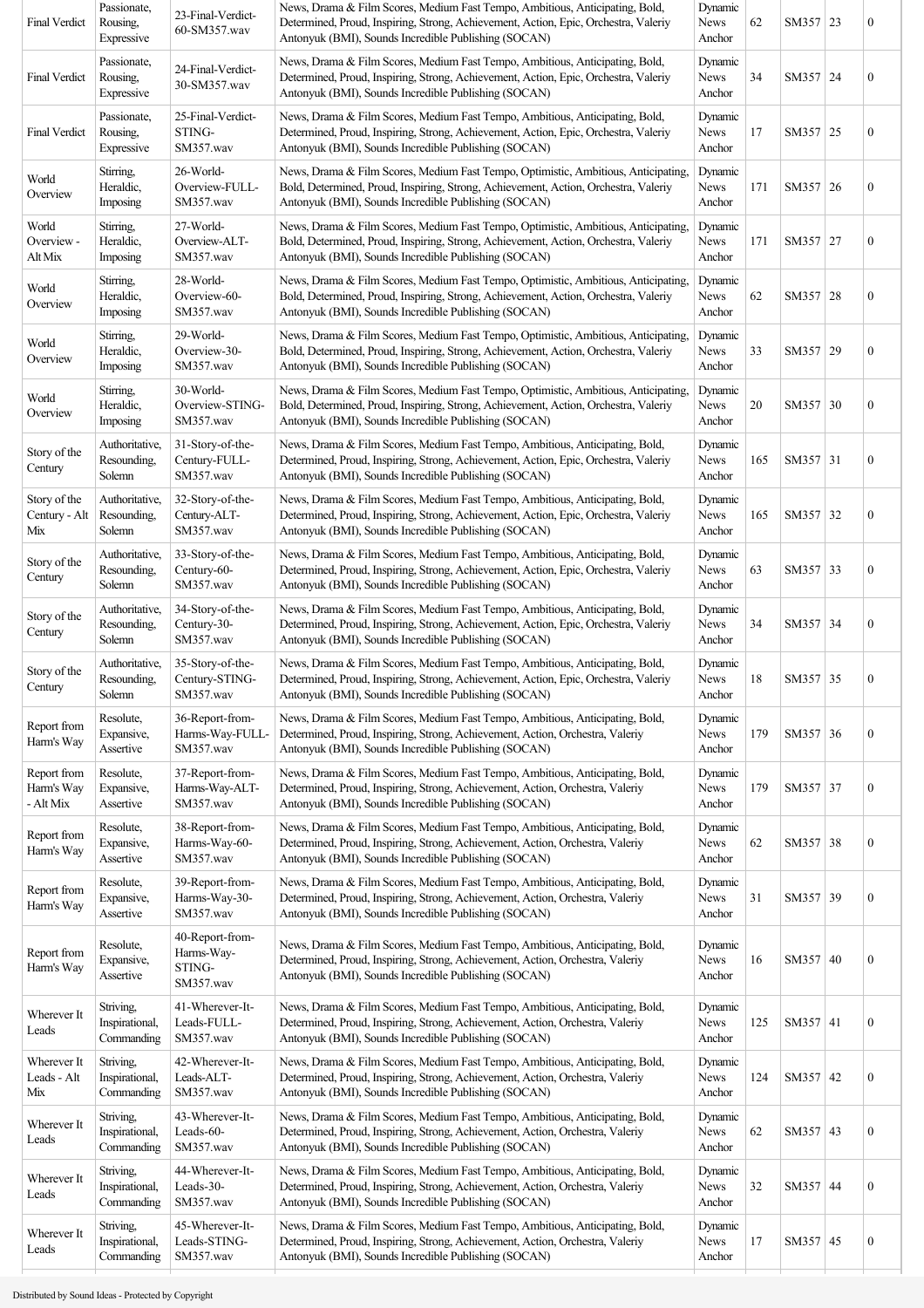| | | | | | | | | |
|---|---|---|---|---|---|---|---|---|
| Final Verdict | Passionate, Rousing, Expressive | 23-Final-Verdict-60-SM357.wav | News, Drama & Film Scores, Medium Fast Tempo, Ambitious, Anticipating, Bold, Determined, Proud, Inspiring, Strong, Achievement, Action, Epic, Orchestra, Valeriy Antonyuk (BMI), Sounds Incredible Publishing (SOCAN) | Dynamic News Anchor | 62 | SM357 | 23 | 0 |
| Final Verdict | Passionate, Rousing, Expressive | 24-Final-Verdict-30-SM357.wav | News, Drama & Film Scores, Medium Fast Tempo, Ambitious, Anticipating, Bold, Determined, Proud, Inspiring, Strong, Achievement, Action, Epic, Orchestra, Valeriy Antonyuk (BMI), Sounds Incredible Publishing (SOCAN) | Dynamic News Anchor | 34 | SM357 | 24 | 0 |
| Final Verdict | Passionate, Rousing, Expressive | 25-Final-Verdict-STING-SM357.wav | News, Drama & Film Scores, Medium Fast Tempo, Ambitious, Anticipating, Bold, Determined, Proud, Inspiring, Strong, Achievement, Action, Epic, Orchestra, Valeriy Antonyuk (BMI), Sounds Incredible Publishing (SOCAN) | Dynamic News Anchor | 17 | SM357 | 25 | 0 |
| World Overview | Stirring, Heraldic, Imposing | 26-World-Overview-FULL-SM357.wav | News, Drama & Film Scores, Medium Fast Tempo, Optimistic, Ambitious, Anticipating, Bold, Determined, Proud, Inspiring, Strong, Achievement, Action, Orchestra, Valeriy Antonyuk (BMI), Sounds Incredible Publishing (SOCAN) | Dynamic News Anchor | 171 | SM357 | 26 | 0 |
| World Overview - Alt Mix | Stirring, Heraldic, Imposing | 27-World-Overview-ALT-SM357.wav | News, Drama & Film Scores, Medium Fast Tempo, Optimistic, Ambitious, Anticipating, Bold, Determined, Proud, Inspiring, Strong, Achievement, Action, Orchestra, Valeriy Antonyuk (BMI), Sounds Incredible Publishing (SOCAN) | Dynamic News Anchor | 171 | SM357 | 27 | 0 |
| World Overview | Stirring, Heraldic, Imposing | 28-World-Overview-60-SM357.wav | News, Drama & Film Scores, Medium Fast Tempo, Optimistic, Ambitious, Anticipating, Bold, Determined, Proud, Inspiring, Strong, Achievement, Action, Orchestra, Valeriy Antonyuk (BMI), Sounds Incredible Publishing (SOCAN) | Dynamic News Anchor | 62 | SM357 | 28 | 0 |
| World Overview | Stirring, Heraldic, Imposing | 29-World-Overview-30-SM357.wav | News, Drama & Film Scores, Medium Fast Tempo, Optimistic, Ambitious, Anticipating, Bold, Determined, Proud, Inspiring, Strong, Achievement, Action, Orchestra, Valeriy Antonyuk (BMI), Sounds Incredible Publishing (SOCAN) | Dynamic News Anchor | 33 | SM357 | 29 | 0 |
| World Overview | Stirring, Heraldic, Imposing | 30-World-Overview-STING-SM357.wav | News, Drama & Film Scores, Medium Fast Tempo, Optimistic, Ambitious, Anticipating, Bold, Determined, Proud, Inspiring, Strong, Achievement, Action, Orchestra, Valeriy Antonyuk (BMI), Sounds Incredible Publishing (SOCAN) | Dynamic News Anchor | 20 | SM357 | 30 | 0 |
| Story of the Century | Authoritative, Resounding, Solemn | 31-Story-of-the-Century-FULL-SM357.wav | News, Drama & Film Scores, Medium Fast Tempo, Ambitious, Anticipating, Bold, Determined, Proud, Inspiring, Strong, Achievement, Action, Epic, Orchestra, Valeriy Antonyuk (BMI), Sounds Incredible Publishing (SOCAN) | Dynamic News Anchor | 165 | SM357 | 31 | 0 |
| Story of the Century - Alt Mix | Authoritative, Resounding, Solemn | 32-Story-of-the-Century-ALT-SM357.wav | News, Drama & Film Scores, Medium Fast Tempo, Ambitious, Anticipating, Bold, Determined, Proud, Inspiring, Strong, Achievement, Action, Epic, Orchestra, Valeriy Antonyuk (BMI), Sounds Incredible Publishing (SOCAN) | Dynamic News Anchor | 165 | SM357 | 32 | 0 |
| Story of the Century | Authoritative, Resounding, Solemn | 33-Story-of-the-Century-60-SM357.wav | News, Drama & Film Scores, Medium Fast Tempo, Ambitious, Anticipating, Bold, Determined, Proud, Inspiring, Strong, Achievement, Action, Epic, Orchestra, Valeriy Antonyuk (BMI), Sounds Incredible Publishing (SOCAN) | Dynamic News Anchor | 63 | SM357 | 33 | 0 |
| Story of the Century | Authoritative, Resounding, Solemn | 34-Story-of-the-Century-30-SM357.wav | News, Drama & Film Scores, Medium Fast Tempo, Ambitious, Anticipating, Bold, Determined, Proud, Inspiring, Strong, Achievement, Action, Epic, Orchestra, Valeriy Antonyuk (BMI), Sounds Incredible Publishing (SOCAN) | Dynamic News Anchor | 34 | SM357 | 34 | 0 |
| Story of the Century | Authoritative, Resounding, Solemn | 35-Story-of-the-Century-STING-SM357.wav | News, Drama & Film Scores, Medium Fast Tempo, Ambitious, Anticipating, Bold, Determined, Proud, Inspiring, Strong, Achievement, Action, Epic, Orchestra, Valeriy Antonyuk (BMI), Sounds Incredible Publishing (SOCAN) | Dynamic News Anchor | 18 | SM357 | 35 | 0 |
| Report from Harm's Way | Resolute, Expansive, Assertive | 36-Report-from-Harms-Way-FULL-SM357.wav | News, Drama & Film Scores, Medium Fast Tempo, Ambitious, Anticipating, Bold, Determined, Proud, Inspiring, Strong, Achievement, Action, Orchestra, Valeriy Antonyuk (BMI), Sounds Incredible Publishing (SOCAN) | Dynamic News Anchor | 179 | SM357 | 36 | 0 |
| Report from Harm's Way - Alt Mix | Resolute, Expansive, Assertive | 37-Report-from-Harms-Way-ALT-SM357.wav | News, Drama & Film Scores, Medium Fast Tempo, Ambitious, Anticipating, Bold, Determined, Proud, Inspiring, Strong, Achievement, Action, Orchestra, Valeriy Antonyuk (BMI), Sounds Incredible Publishing (SOCAN) | Dynamic News Anchor | 179 | SM357 | 37 | 0 |
| Report from Harm's Way | Resolute, Expansive, Assertive | 38-Report-from-Harms-Way-60-SM357.wav | News, Drama & Film Scores, Medium Fast Tempo, Ambitious, Anticipating, Bold, Determined, Proud, Inspiring, Strong, Achievement, Action, Orchestra, Valeriy Antonyuk (BMI), Sounds Incredible Publishing (SOCAN) | Dynamic News Anchor | 62 | SM357 | 38 | 0 |
| Report from Harm's Way | Resolute, Expansive, Assertive | 39-Report-from-Harms-Way-30-SM357.wav | News, Drama & Film Scores, Medium Fast Tempo, Ambitious, Anticipating, Bold, Determined, Proud, Inspiring, Strong, Achievement, Action, Orchestra, Valeriy Antonyuk (BMI), Sounds Incredible Publishing (SOCAN) | Dynamic News Anchor | 31 | SM357 | 39 | 0 |
| Report from Harm's Way | Resolute, Expansive, Assertive | 40-Report-from-Harms-Way-STING-SM357.wav | News, Drama & Film Scores, Medium Fast Tempo, Ambitious, Anticipating, Bold, Determined, Proud, Inspiring, Strong, Achievement, Action, Orchestra, Valeriy Antonyuk (BMI), Sounds Incredible Publishing (SOCAN) | Dynamic News Anchor | 16 | SM357 | 40 | 0 |
| Wherever It Leads | Striving, Inspirational, Commanding | 41-Wherever-It-Leads-FULL-SM357.wav | News, Drama & Film Scores, Medium Fast Tempo, Ambitious, Anticipating, Bold, Determined, Proud, Inspiring, Strong, Achievement, Action, Orchestra, Valeriy Antonyuk (BMI), Sounds Incredible Publishing (SOCAN) | Dynamic News Anchor | 125 | SM357 | 41 | 0 |
| Wherever It Leads - Alt Mix | Striving, Inspirational, Commanding | 42-Wherever-It-Leads-ALT-SM357.wav | News, Drama & Film Scores, Medium Fast Tempo, Ambitious, Anticipating, Bold, Determined, Proud, Inspiring, Strong, Achievement, Action, Orchestra, Valeriy Antonyuk (BMI), Sounds Incredible Publishing (SOCAN) | Dynamic News Anchor | 124 | SM357 | 42 | 0 |
| Wherever It Leads | Striving, Inspirational, Commanding | 43-Wherever-It-Leads-60-SM357.wav | News, Drama & Film Scores, Medium Fast Tempo, Ambitious, Anticipating, Bold, Determined, Proud, Inspiring, Strong, Achievement, Action, Orchestra, Valeriy Antonyuk (BMI), Sounds Incredible Publishing (SOCAN) | Dynamic News Anchor | 62 | SM357 | 43 | 0 |
| Wherever It Leads | Striving, Inspirational, Commanding | 44-Wherever-It-Leads-30-SM357.wav | News, Drama & Film Scores, Medium Fast Tempo, Ambitious, Anticipating, Bold, Determined, Proud, Inspiring, Strong, Achievement, Action, Orchestra, Valeriy Antonyuk (BMI), Sounds Incredible Publishing (SOCAN) | Dynamic News Anchor | 32 | SM357 | 44 | 0 |
| Wherever It Leads | Striving, Inspirational, Commanding | 45-Wherever-It-Leads-STING-SM357.wav | News, Drama & Film Scores, Medium Fast Tempo, Ambitious, Anticipating, Bold, Determined, Proud, Inspiring, Strong, Achievement, Action, Orchestra, Valeriy Antonyuk (BMI), Sounds Incredible Publishing (SOCAN) | Dynamic News Anchor | 17 | SM357 | 45 | 0 |

Distributed by Sound Ideas - Protected by Copyright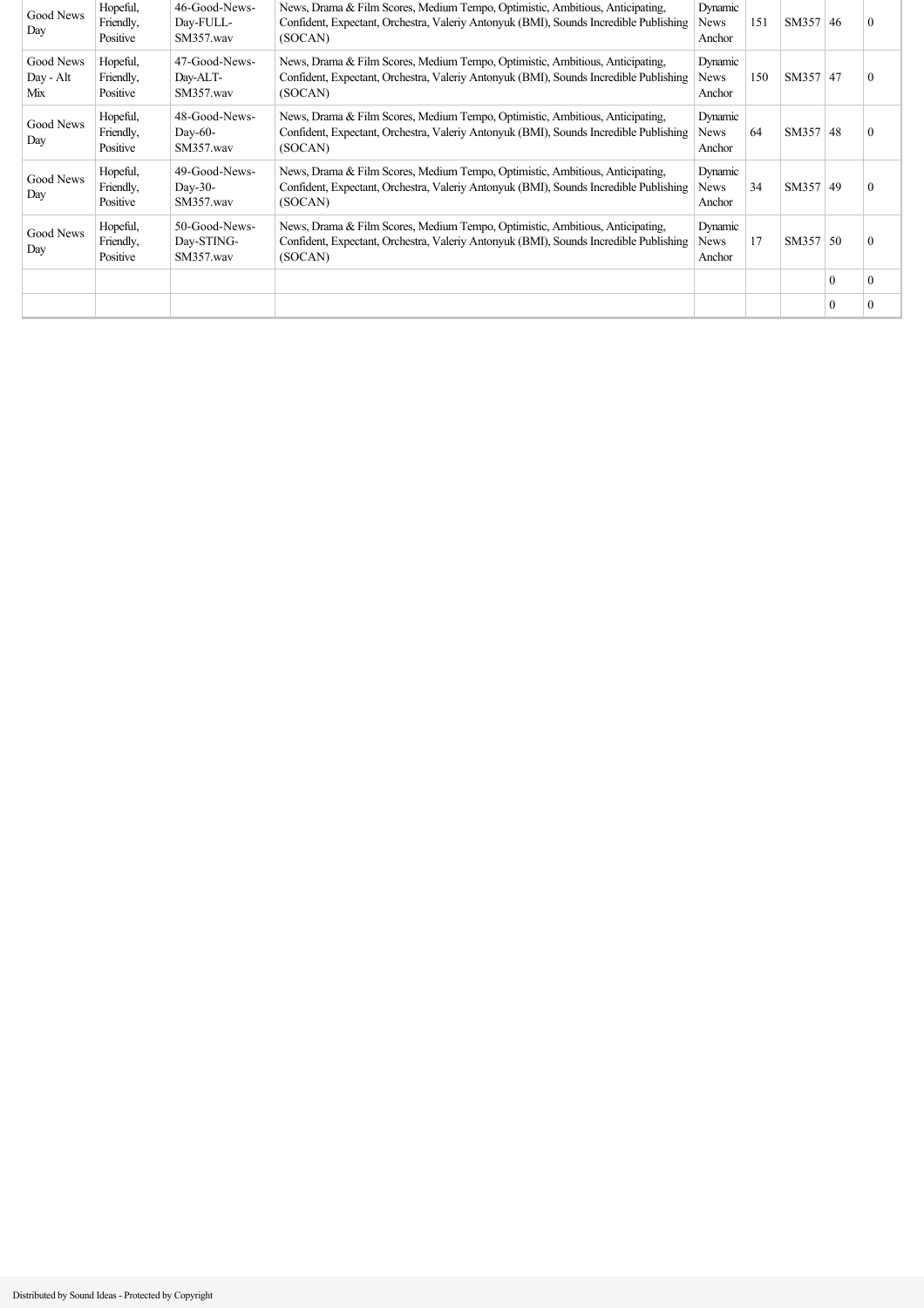| | | | | | | | | |
|---|---|---|---|---|---|---|---|---|
| Good News Day | Hopeful, Friendly, Positive | 46-Good-News-Day-FULL-SM357.wav | News, Drama & Film Scores, Medium Tempo, Optimistic, Ambitious, Anticipating, Confident, Expectant, Orchestra, Valeriy Antonyuk (BMI), Sounds Incredible Publishing (SOCAN) | Dynamic News Anchor | 151 | SM357 | 46 | 0 |
| Good News Day - Alt Mix | Hopeful, Friendly, Positive | 47-Good-News-Day-ALT-SM357.wav | News, Drama & Film Scores, Medium Tempo, Optimistic, Ambitious, Anticipating, Confident, Expectant, Orchestra, Valeriy Antonyuk (BMI), Sounds Incredible Publishing (SOCAN) | Dynamic News Anchor | 150 | SM357 | 47 | 0 |
| Good News Day | Hopeful, Friendly, Positive | 48-Good-News-Day-60-SM357.wav | News, Drama & Film Scores, Medium Tempo, Optimistic, Ambitious, Anticipating, Confident, Expectant, Orchestra, Valeriy Antonyuk (BMI), Sounds Incredible Publishing (SOCAN) | Dynamic News Anchor | 64 | SM357 | 48 | 0 |
| Good News Day | Hopeful, Friendly, Positive | 49-Good-News-Day-30-SM357.wav | News, Drama & Film Scores, Medium Tempo, Optimistic, Ambitious, Anticipating, Confident, Expectant, Orchestra, Valeriy Antonyuk (BMI), Sounds Incredible Publishing (SOCAN) | Dynamic News Anchor | 34 | SM357 | 49 | 0 |
| Good News Day | Hopeful, Friendly, Positive | 50-Good-News-Day-STING-SM357.wav | News, Drama & Film Scores, Medium Tempo, Optimistic, Ambitious, Anticipating, Confident, Expectant, Orchestra, Valeriy Antonyuk (BMI), Sounds Incredible Publishing (SOCAN) | Dynamic News Anchor | 17 | SM357 | 50 | 0 |
| | | | | | | | 0 | 0 |
| | | | | | | | 0 | 0 |

Distributed by Sound Ideas - Protected by Copyright